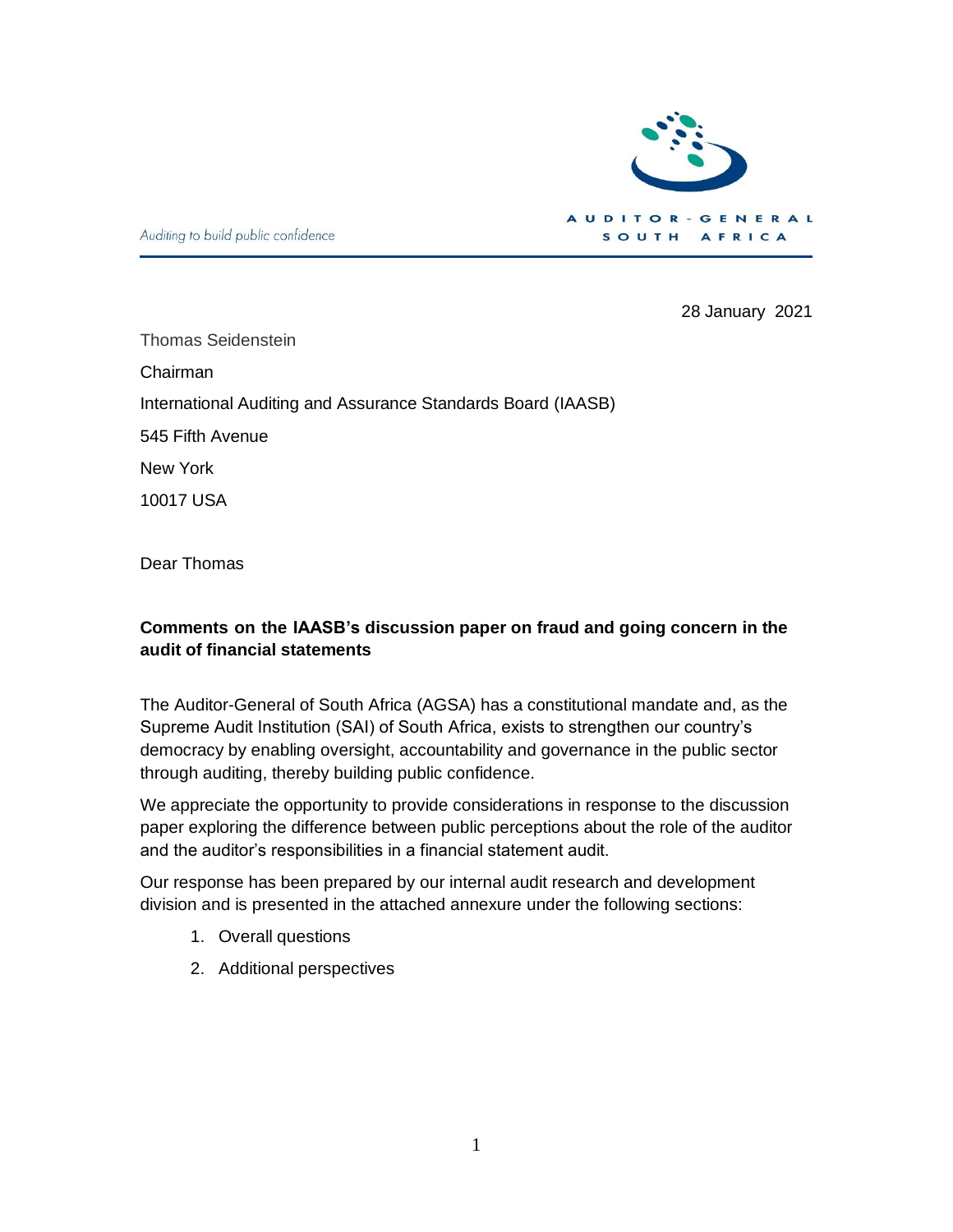Auditing to build public confidence

AUDITOR-GENERAL
SOUTH AFRICA

28 January 2021

Thomas Seidenstein

Chairman

International Auditing and Assurance Standards Board (IAASB)

545 Fifth Avenue

New York

10017 USA

Dear Thomas

**Comments on the IAASB's discussion paper on fraud and going concern in the audit of financial statements**

The Auditor-General of South Africa (AGSA) has a constitutional mandate and, as the Supreme Audit Institution (SAI) of South Africa, exists to strengthen our country's democracy by enabling oversight, accountability and governance in the public sector through auditing, thereby building public confidence.

We appreciate the opportunity to provide considerations in response to the discussion paper exploring the difference between public perceptions about the role of the auditor and the auditor's responsibilities in a financial statement audit.

Our response has been prepared by our internal audit research and development division and is presented in the attached annexure under the following sections:

1. Overall questions
2. Additional perspectives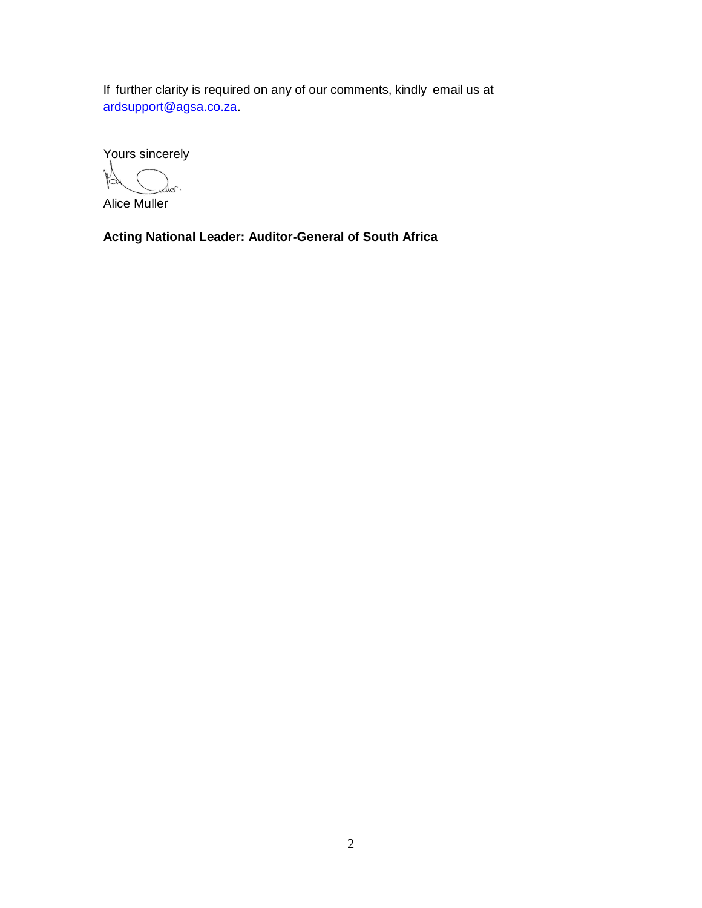If further clarity is required on any of our comments, kindly email us at ardsupport@agsa.co.za.

Yours sincerely

Alice Muller

**Acting National Leader: Auditor-General of South Africa**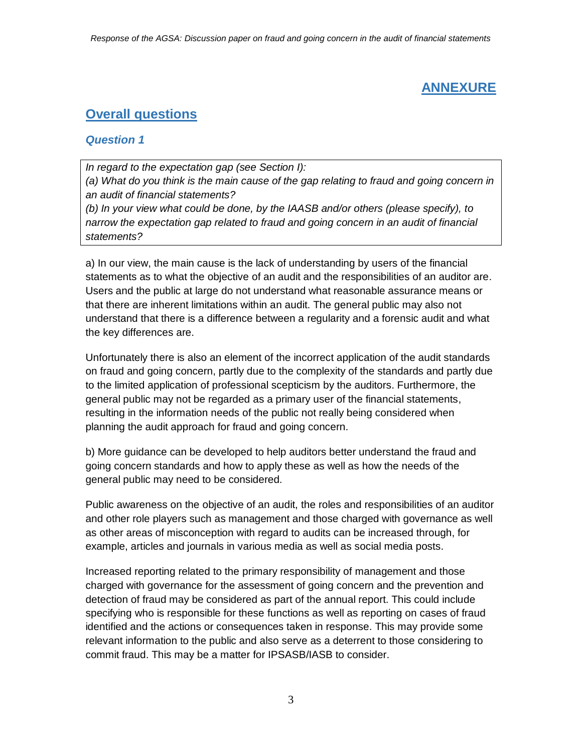# ANNEXURE

## Overall questions

### *Question 1*

> *In regard to the expectation gap (see Section I):*
> *(a) What do you think is the main cause of the gap relating to fraud and going concern in an audit of financial statements?*
> *(b) In your view what could be done, by the IAASB and/or others (please specify), to narrow the expectation gap related to fraud and going concern in an audit of financial statements?*

a) In our view, the main cause is the lack of understanding by users of the financial statements as to what the objective of an audit and the responsibilities of an auditor are. Users and the public at large do not understand what reasonable assurance means or that there are inherent limitations within an audit. The general public may also not understand that there is a difference between a regularity and a forensic audit and what the key differences are.

Unfortunately there is also an element of the incorrect application of the audit standards on fraud and going concern, partly due to the complexity of the standards and partly due to the limited application of professional scepticism by the auditors. Furthermore, the general public may not be regarded as a primary user of the financial statements, resulting in the information needs of the public not really being considered when planning the audit approach for fraud and going concern.

b) More guidance can be developed to help auditors better understand the fraud and going concern standards and how to apply these as well as how the needs of the general public may need to be considered.

Public awareness on the objective of an audit, the roles and responsibilities of an auditor and other role players such as management and those charged with governance as well as other areas of misconception with regard to audits can be increased through, for example, articles and journals in various media as well as social media posts.

Increased reporting related to the primary responsibility of management and those charged with governance for the assessment of going concern and the prevention and detection of fraud may be considered as part of the annual report. This could include specifying who is responsible for these functions as well as reporting on cases of fraud identified and the actions or consequences taken in response. This may provide some relevant information to the public and also serve as a deterrent to those considering to commit fraud. This may be a matter for IPSASB/IASB to consider.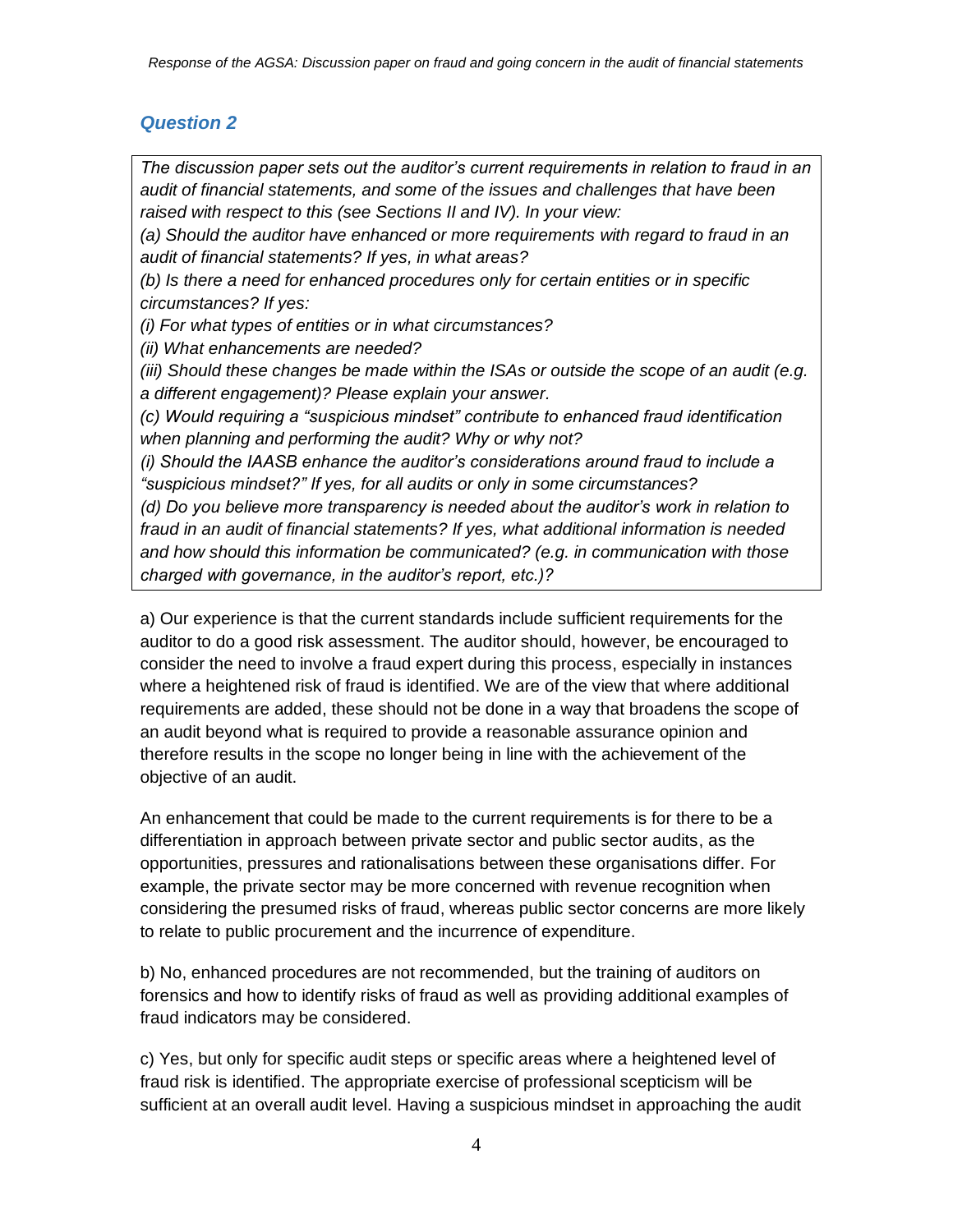## *Question 2*

> *The discussion paper sets out the auditor's current requirements in relation to fraud in an audit of financial statements, and some of the issues and challenges that have been raised with respect to this (see Sections II and IV). In your view:*
>
> *(a) Should the auditor have enhanced or more requirements with regard to fraud in an audit of financial statements? If yes, in what areas?*
>
> *(b) Is there a need for enhanced procedures only for certain entities or in specific circumstances? If yes:*
>
> *(i) For what types of entities or in what circumstances?*
>
> *(ii) What enhancements are needed?*
>
> *(iii) Should these changes be made within the ISAs or outside the scope of an audit (e.g. a different engagement)? Please explain your answer.*
>
> *(c) Would requiring a "suspicious mindset" contribute to enhanced fraud identification when planning and performing the audit? Why or why not?*
>
> *(i) Should the IAASB enhance the auditor's considerations around fraud to include a "suspicious mindset?" If yes, for all audits or only in some circumstances?*
>
> *(d) Do you believe more transparency is needed about the auditor's work in relation to fraud in an audit of financial statements? If yes, what additional information is needed and how should this information be communicated? (e.g. in communication with those charged with governance, in the auditor's report, etc.)?*

a) Our experience is that the current standards include sufficient requirements for the auditor to do a good risk assessment. The auditor should, however, be encouraged to consider the need to involve a fraud expert during this process, especially in instances where a heightened risk of fraud is identified. We are of the view that where additional requirements are added, these should not be done in a way that broadens the scope of an audit beyond what is required to provide a reasonable assurance opinion and therefore results in the scope no longer being in line with the achievement of the objective of an audit.

An enhancement that could be made to the current requirements is for there to be a differentiation in approach between private sector and public sector audits, as the opportunities, pressures and rationalisations between these organisations differ. For example, the private sector may be more concerned with revenue recognition when considering the presumed risks of fraud, whereas public sector concerns are more likely to relate to public procurement and the incurrence of expenditure.

b) No, enhanced procedures are not recommended, but the training of auditors on forensics and how to identify risks of fraud as well as providing additional examples of fraud indicators may be considered.

c) Yes, but only for specific audit steps or specific areas where a heightened level of fraud risk is identified. The appropriate exercise of professional scepticism will be sufficient at an overall audit level. Having a suspicious mindset in approaching the audit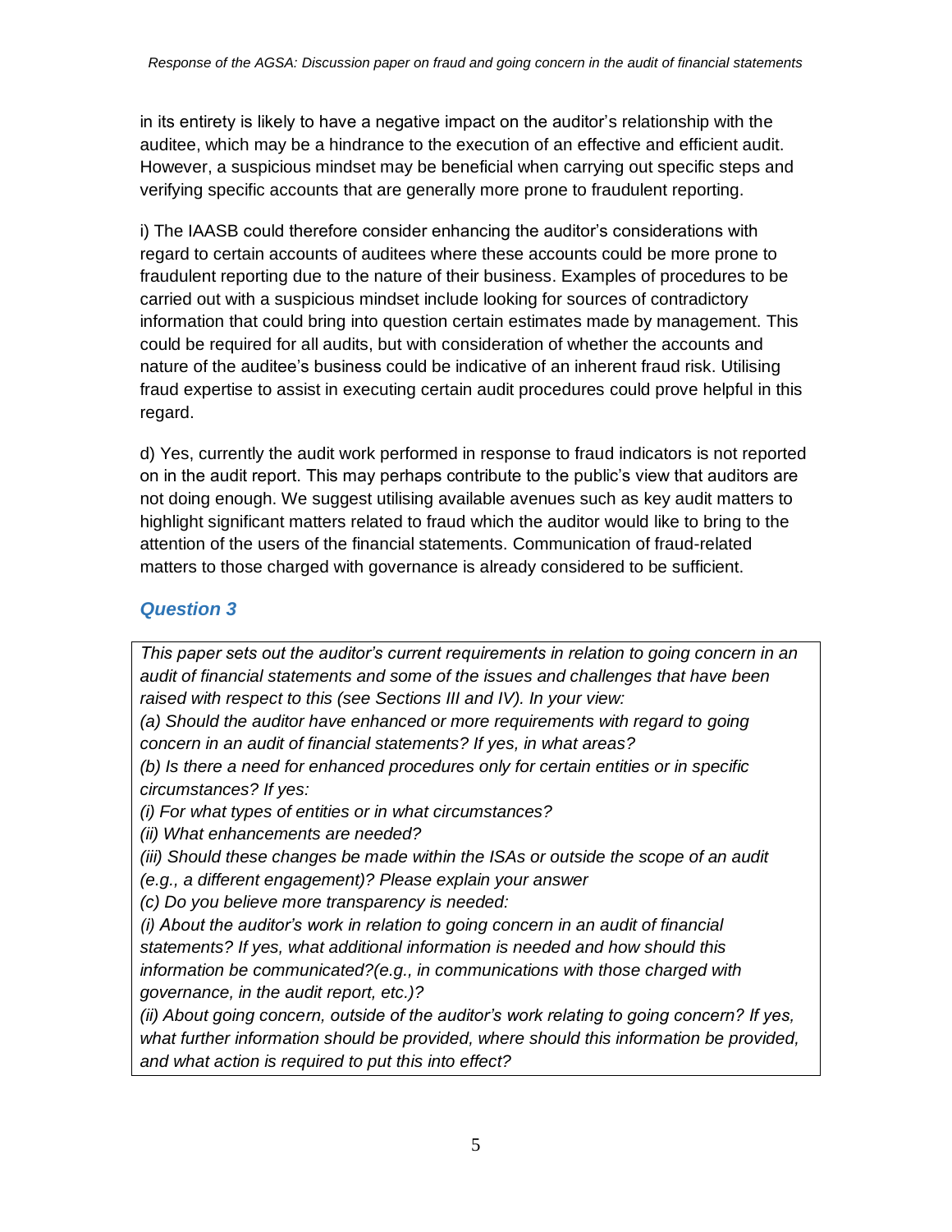in its entirety is likely to have a negative impact on the auditor's relationship with the auditee, which may be a hindrance to the execution of an effective and efficient audit. However, a suspicious mindset may be beneficial when carrying out specific steps and verifying specific accounts that are generally more prone to fraudulent reporting.

i) The IAASB could therefore consider enhancing the auditor's considerations with regard to certain accounts of auditees where these accounts could be more prone to fraudulent reporting due to the nature of their business. Examples of procedures to be carried out with a suspicious mindset include looking for sources of contradictory information that could bring into question certain estimates made by management. This could be required for all audits, but with consideration of whether the accounts and nature of the auditee's business could be indicative of an inherent fraud risk. Utilising fraud expertise to assist in executing certain audit procedures could prove helpful in this regard.

d) Yes, currently the audit work performed in response to fraud indicators is not reported on in the audit report. This may perhaps contribute to the public's view that auditors are not doing enough. We suggest utilising available avenues such as key audit matters to highlight significant matters related to fraud which the auditor would like to bring to the attention of the users of the financial statements. Communication of fraud-related matters to those charged with governance is already considered to be sufficient.

## *Question 3*

*This paper sets out the auditor's current requirements in relation to going concern in an audit of financial statements and some of the issues and challenges that have been raised with respect to this (see Sections III and IV). In your view:*

*(a) Should the auditor have enhanced or more requirements with regard to going concern in an audit of financial statements? If yes, in what areas?*

*(b) Is there a need for enhanced procedures only for certain entities or in specific circumstances? If yes:*

*(i) For what types of entities or in what circumstances?*

*(ii) What enhancements are needed?*

*(iii) Should these changes be made within the ISAs or outside the scope of an audit (e.g., a different engagement)? Please explain your answer*

*(c) Do you believe more transparency is needed:*

*(i) About the auditor's work in relation to going concern in an audit of financial statements? If yes, what additional information is needed and how should this information be communicated?(e.g., in communications with those charged with governance, in the audit report, etc.)?*

*(ii) About going concern, outside of the auditor's work relating to going concern? If yes, what further information should be provided, where should this information be provided, and what action is required to put this into effect?*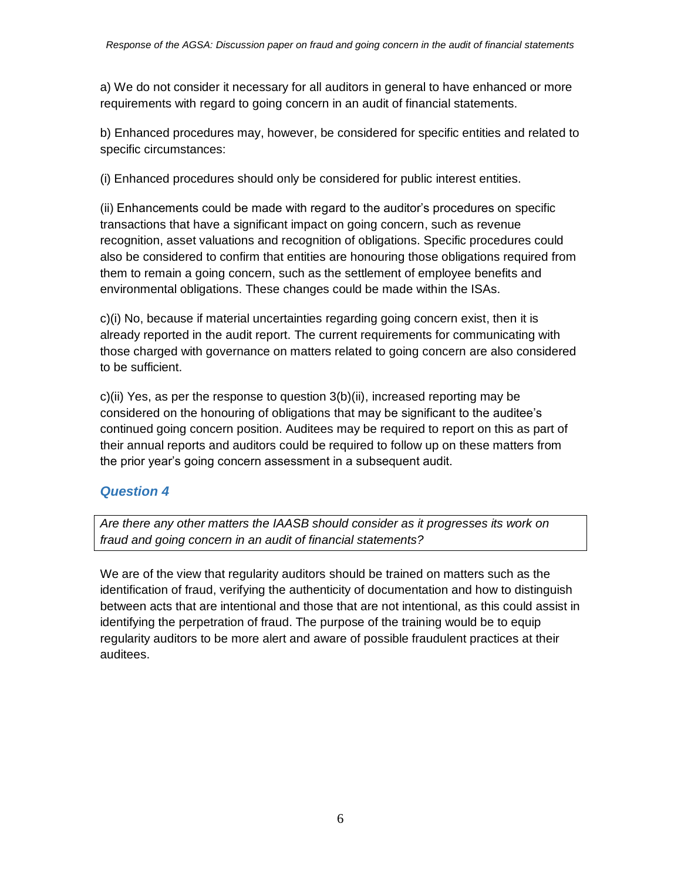a) We do not consider it necessary for all auditors in general to have enhanced or more requirements with regard to going concern in an audit of financial statements.

b) Enhanced procedures may, however, be considered for specific entities and related to specific circumstances:

(i) Enhanced procedures should only be considered for public interest entities.

(ii) Enhancements could be made with regard to the auditor's procedures on specific transactions that have a significant impact on going concern, such as revenue recognition, asset valuations and recognition of obligations. Specific procedures could also be considered to confirm that entities are honouring those obligations required from them to remain a going concern, such as the settlement of employee benefits and environmental obligations. These changes could be made within the ISAs.

c)(i) No, because if material uncertainties regarding going concern exist, then it is already reported in the audit report. The current requirements for communicating with those charged with governance on matters related to going concern are also considered to be sufficient.

c)(ii) Yes, as per the response to question 3(b)(ii), increased reporting may be considered on the honouring of obligations that may be significant to the auditee's continued going concern position. Auditees may be required to report on this as part of their annual reports and auditors could be required to follow up on these matters from the prior year's going concern assessment in a subsequent audit.

## *Question 4*

*Are there any other matters the IAASB should consider as it progresses its work on fraud and going concern in an audit of financial statements?*

We are of the view that regularity auditors should be trained on matters such as the identification of fraud, verifying the authenticity of documentation and how to distinguish between acts that are intentional and those that are not intentional, as this could assist in identifying the perpetration of fraud. The purpose of the training would be to equip regularity auditors to be more alert and aware of possible fraudulent practices at their auditees.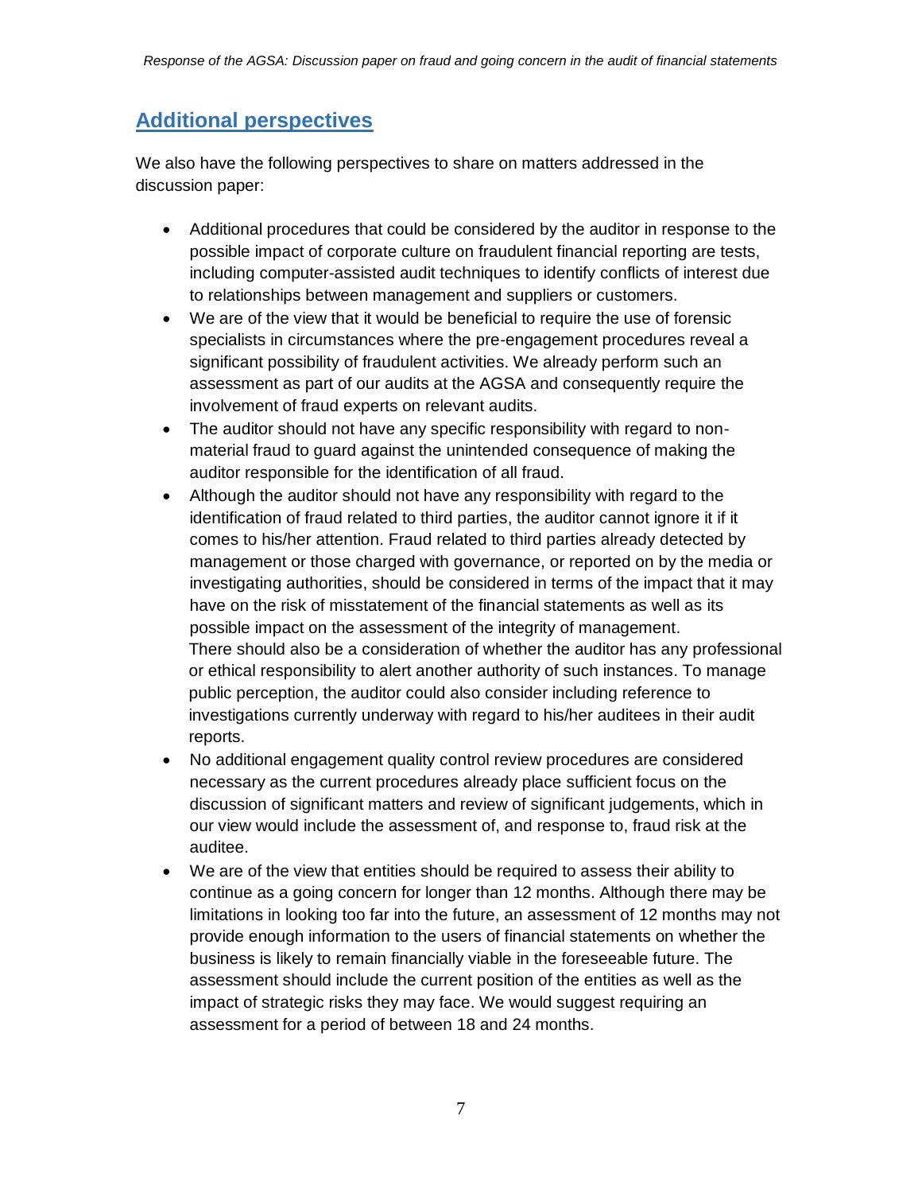## Additional perspectives

We also have the following perspectives to share on matters addressed in the discussion paper:

- Additional procedures that could be considered by the auditor in response to the possible impact of corporate culture on fraudulent financial reporting are tests, including computer-assisted audit techniques to identify conflicts of interest due to relationships between management and suppliers or customers.
- We are of the view that it would be beneficial to require the use of forensic specialists in circumstances where the pre-engagement procedures reveal a significant possibility of fraudulent activities. We already perform such an assessment as part of our audits at the AGSA and consequently require the involvement of fraud experts on relevant audits.
- The auditor should not have any specific responsibility with regard to non-material fraud to guard against the unintended consequence of making the auditor responsible for the identification of all fraud.
- Although the auditor should not have any responsibility with regard to the identification of fraud related to third parties, the auditor cannot ignore it if it comes to his/her attention. Fraud related to third parties already detected by management or those charged with governance, or reported on by the media or investigating authorities, should be considered in terms of the impact that it may have on the risk of misstatement of the financial statements as well as its possible impact on the assessment of the integrity of management.  
  There should also be a consideration of whether the auditor has any professional or ethical responsibility to alert another authority of such instances. To manage public perception, the auditor could also consider including reference to investigations currently underway with regard to his/her auditees in their audit reports.
- No additional engagement quality control review procedures are considered necessary as the current procedures already place sufficient focus on the discussion of significant matters and review of significant judgements, which in our view would include the assessment of, and response to, fraud risk at the auditee.
- We are of the view that entities should be required to assess their ability to continue as a going concern for longer than 12 months. Although there may be limitations in looking too far into the future, an assessment of 12 months may not provide enough information to the users of financial statements on whether the business is likely to remain financially viable in the foreseeable future. The assessment should include the current position of the entities as well as the impact of strategic risks they may face. We would suggest requiring an assessment for a period of between 18 and 24 months.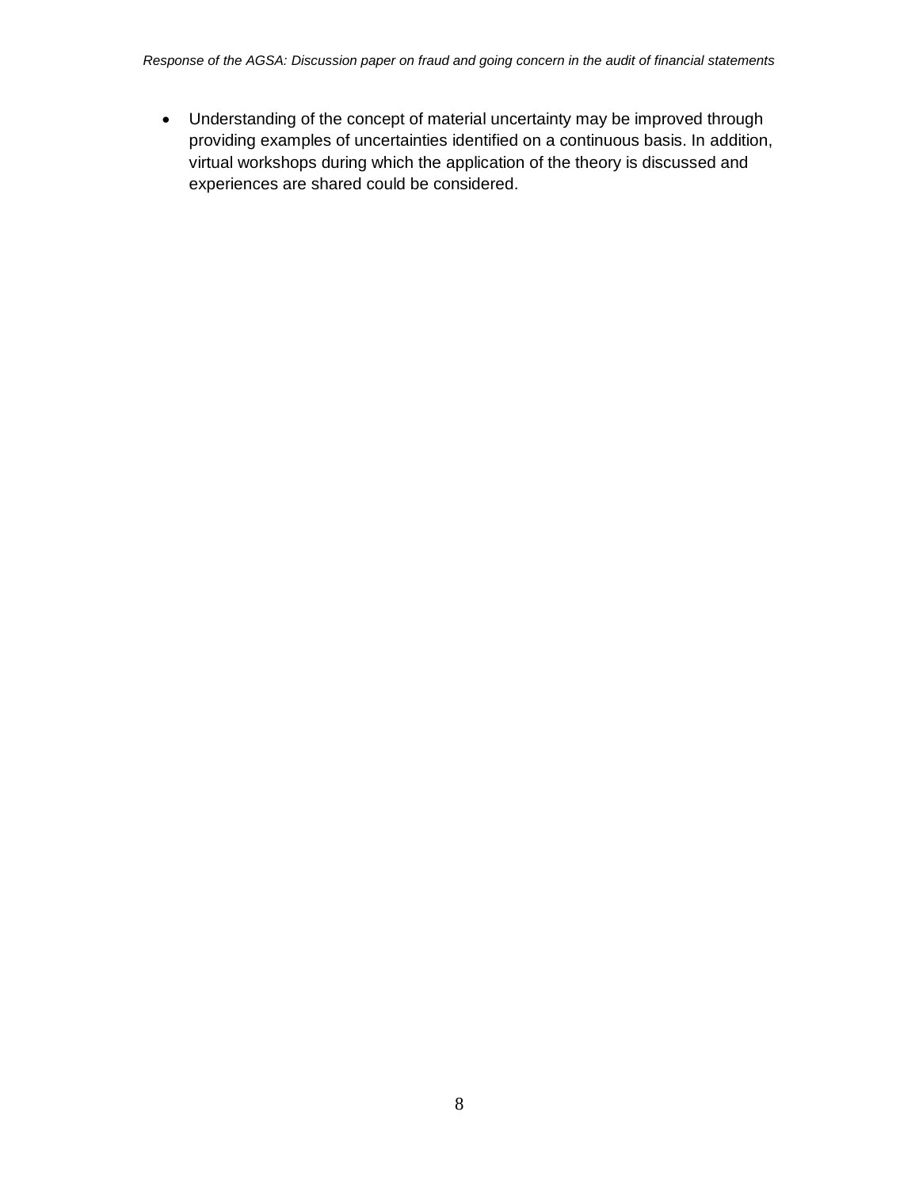- Understanding of the concept of material uncertainty may be improved through providing examples of uncertainties identified on a continuous basis. In addition, virtual workshops during which the application of the theory is discussed and experiences are shared could be considered.